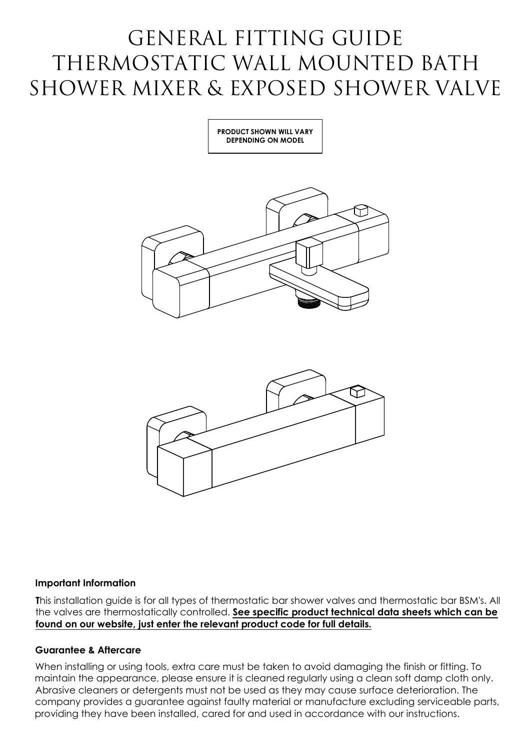# GENERAL FITTING GUIDE THERMOSTATIC WALL MOUNTED BATH SHOWER MIXER & EXPOSED SHOWER VALVE

**PRODUCT SHOWN WILL VARY DEPENDING ON MODEL**

### Important Information

This installation guide is for all types of thermostatic bar shower valves and thermostatic bar BSM's. All the valves are thermostatically controlled. **See specific product technical data sheets which can be found on our website, just enter the relevant product code for full details.**

### Guarantee & Aftercare

When installing or using tools, extra care must be taken to avoid damaging the finish or fitting. To maintain the appearance, please ensure it is cleaned regularly using a clean soft damp cloth only. Abrasive cleaners or detergents must not be used as they may cause surface deterioration. The company provides a guarantee against faulty material or manufacture excluding serviceable parts, providing they have been installed, cared for and used in accordance with our instructions.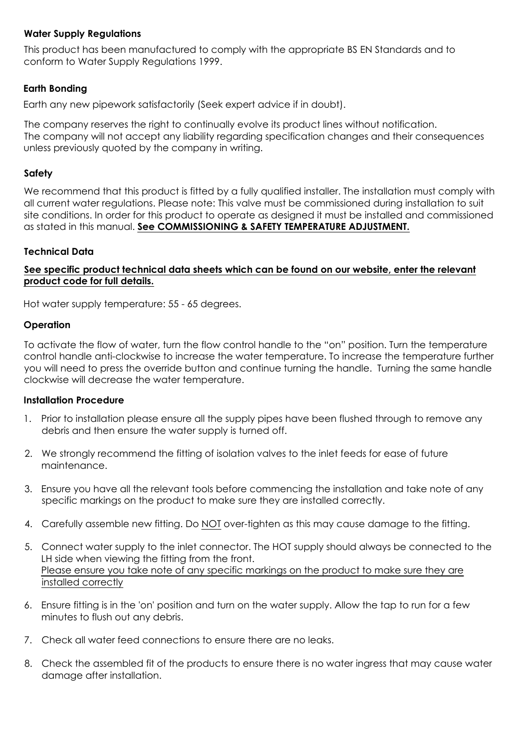**Water Supply Regulations**

This product has been manufactured to comply with the appropriate BS EN Standards and to conform to Water Supply Regulations 1999.

**Earth Bonding**

Earth any new pipework satisfactorily (Seek expert advice if in doubt).

The company reserves the right to continually evolve its product lines without notification.
The company will not accept any liability regarding specification changes and their consequences unless previously quoted by the company in writing.

**Safety**

We recommend that this product is fitted by a fully qualified installer. The installation must comply with all current water regulations. Please note: This valve must be commissioned during installation to suit site conditions. In order for this product to operate as designed it must be installed and commissioned as stated in this manual. **<u>See COMMISSIONING & SAFETY TEMPERATURE ADJUSTMENT.</u>**

**Technical Data**

**<u>See specific product technical data sheets which can be found on our website, enter the relevant product code for full details.</u>**

Hot water supply temperature: 55 - 65 degrees.

**Operation**

To activate the flow of water, turn the flow control handle to the "on" position. Turn the temperature control handle anti-clockwise to increase the water temperature. To increase the temperature further you will need to press the override button and continue turning the handle. Turning the same handle clockwise will decrease the water temperature.

**Installation Procedure**

1. Prior to installation please ensure all the supply pipes have been flushed through to remove any debris and then ensure the water supply is turned off.

2. We strongly recommend the fitting of isolation valves to the inlet feeds for ease of future maintenance.

3. Ensure you have all the relevant tools before commencing the installation and take note of any specific markings on the product to make sure they are installed correctly.

4. Carefully assemble new fitting. Do <u>NOT</u> over-tighten as this may cause damage to the fitting.

5. Connect water supply to the inlet connector. The HOT supply should always be connected to the LH side when viewing the fitting from the front.
   <u>Please ensure you take note of any specific markings on the product to make sure they are installed correctly</u>

6. Ensure fitting is in the 'on' position and turn on the water supply. Allow the tap to run for a few minutes to flush out any debris.

7. Check all water feed connections to ensure there are no leaks.

8. Check the assembled fit of the products to ensure there is no water ingress that may cause water damage after installation.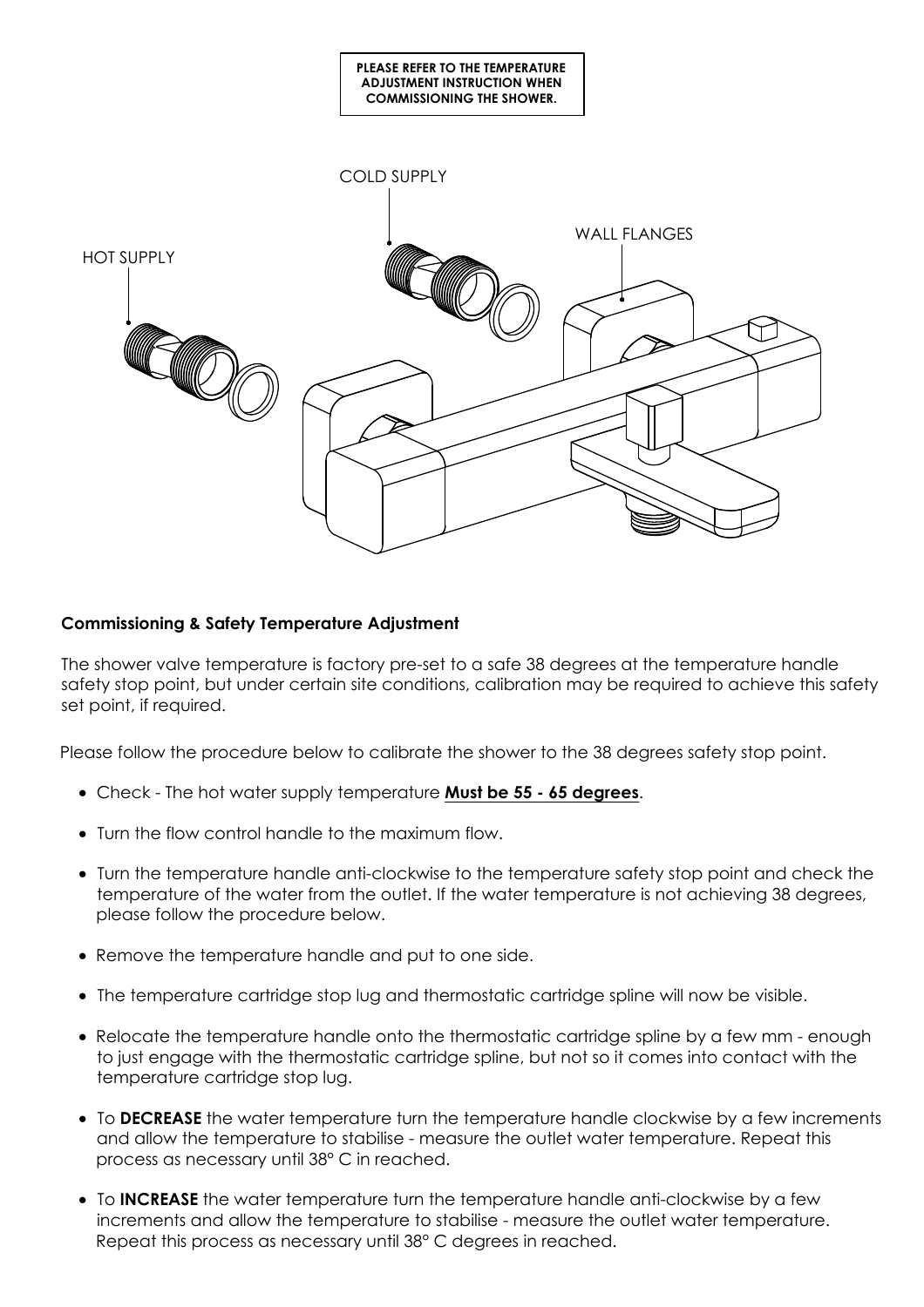**PLEASE REFER TO THE TEMPERATURE ADJUSTMENT INSTRUCTION WHEN COMMISSIONING THE SHOWER.**

COLD SUPPLY

WALL FLANGES

HOT SUPPLY

**Commissioning & Safety Temperature Adjustment**

The shower valve temperature is factory pre-set to a safe 38 degrees at the temperature handle safety stop point, but under certain site conditions, calibration may be required to achieve this safety set point, if required.

Please follow the procedure below to calibrate the shower to the 38 degrees safety stop point.

- Check - The hot water supply temperature **Must be 55 - 65 degrees**.
- Turn the flow control handle to the maximum flow.
- Turn the temperature handle anti-clockwise to the temperature safety stop point and check the temperature of the water from the outlet. If the water temperature is not achieving 38 degrees, please follow the procedure below.
- Remove the temperature handle and put to one side.
- The temperature cartridge stop lug and thermostatic cartridge spline will now be visible.
- Relocate the temperature handle onto the thermostatic cartridge spline by a few mm - enough to just engage with the thermostatic cartridge spline, but not so it comes into contact with the temperature cartridge stop lug.
- To **DECREASE** the water temperature turn the temperature handle clockwise by a few increments and allow the temperature to stabilise - measure the outlet water temperature. Repeat this process as necessary until 38° C in reached.
- To **INCREASE** the water temperature turn the temperature handle anti-clockwise by a few increments and allow the temperature to stabilise - measure the outlet water temperature. Repeat this process as necessary until 38° C degrees in reached.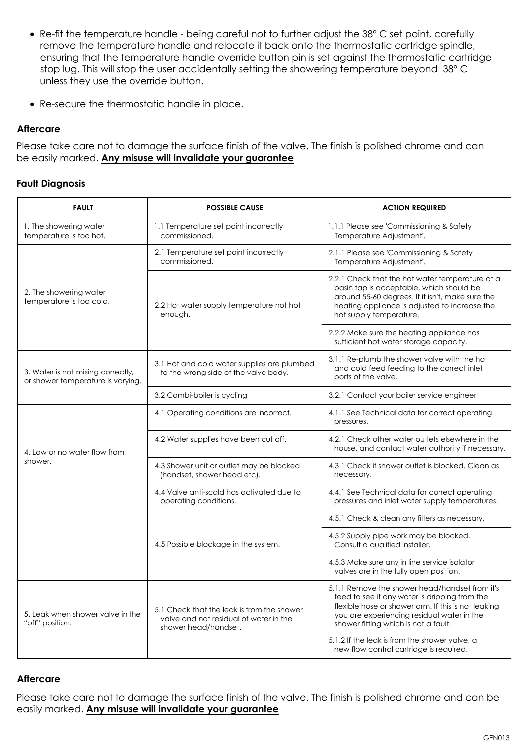- Re-fit the temperature handle - being careful not to further adjust the 38° C set point, carefully remove the temperature handle and relocate it back onto the thermostatic cartridge spindle, ensuring that the temperature handle override button pin is set against the thermostatic cartridge stop lug. This will stop the user accidentally setting the showering temperature beyond 38° C unless they use the override button.
- Re-secure the thermostatic handle in place.

### Aftercare

Please take care not to damage the surface finish of the valve. The finish is polished chrome and can be easily marked. **Any misuse will invalidate your guarantee**

### Fault Diagnosis

| FAULT | POSSIBLE CAUSE | ACTION REQUIRED |
|---|---|---|
| 1. The showering water temperature is too hot. | 1.1 Temperature set point incorrectly commissioned. | 1.1.1 Please see 'Commissioning & Safety Temperature Adjustment'. |
| 2. The showering water temperature is too cold. | 2.1 Temperature set point incorrectly commissioned. | 2.1.1 Please see 'Commissioning & Safety Temperature Adjustment'. |
| | 2.2 Hot water supply temperature not hot enough. | 2.2.1 Check that the hot water temperature at a basin tap is acceptable, which should be around 55-60 degrees. If it isn't, make sure the heating appliance is adjusted to increase the hot supply temperature. |
| | | 2.2.2 Make sure the heating appliance has sufficient hot water storage capacity. |
| 3. Water is not mixing correctly, or shower temperature is varying. | 3.1 Hot and cold water supplies are plumbed to the wrong side of the valve body. | 3.1.1 Re-plumb the shower valve with the hot and cold feed feeding to the correct inlet ports of the valve. |
| | 3.2 Combi-boiler is cycling | 3.2.1 Contact your boiler service engineer |
| 4. Low or no water flow from shower. | 4.1 Operating conditions are incorrect. | 4.1.1 See Technical data for correct operating pressures. |
| | 4.2 Water supplies have been cut off. | 4.2.1 Check other water outlets elsewhere in the house, and contact water authority if necessary. |
| | 4.3 Shower unit or outlet may be blocked (handset, shower head etc). | 4.3.1 Check if shower outlet is blocked. Clean as necessary. |
| | 4.4 Valve anti-scald has activated due to operating conditions. | 4.4.1 See Technical data for correct operating pressures and inlet water supply temperatures. |
| | 4.5 Possible blockage in the system. | 4.5.1 Check & clean any filters as necessary. |
| | | 4.5.2 Supply pipe work may be blocked. Consult a qualified installer. |
| | | 4.5.3 Make sure any in line service isolator valves are in the fully open position. |
| 5. Leak when shower valve in the "off" position. | 5.1 Check that the leak is from the shower valve and not residual of water in the shower head/handset. | 5.1.1 Remove the shower head/handset from it's feed to see if any water is dripping from the flexible hose or shower arm. If this is not leaking you are experiencing residual water in the shower fitting which is not a fault. |
| | | 5.1.2 If the leak is from the shower valve, a new flow control cartridge is required. |

### Aftercare

Please take care not to damage the surface finish of the valve. The finish is polished chrome and can be easily marked. **Any misuse will invalidate your guarantee**

GEN013